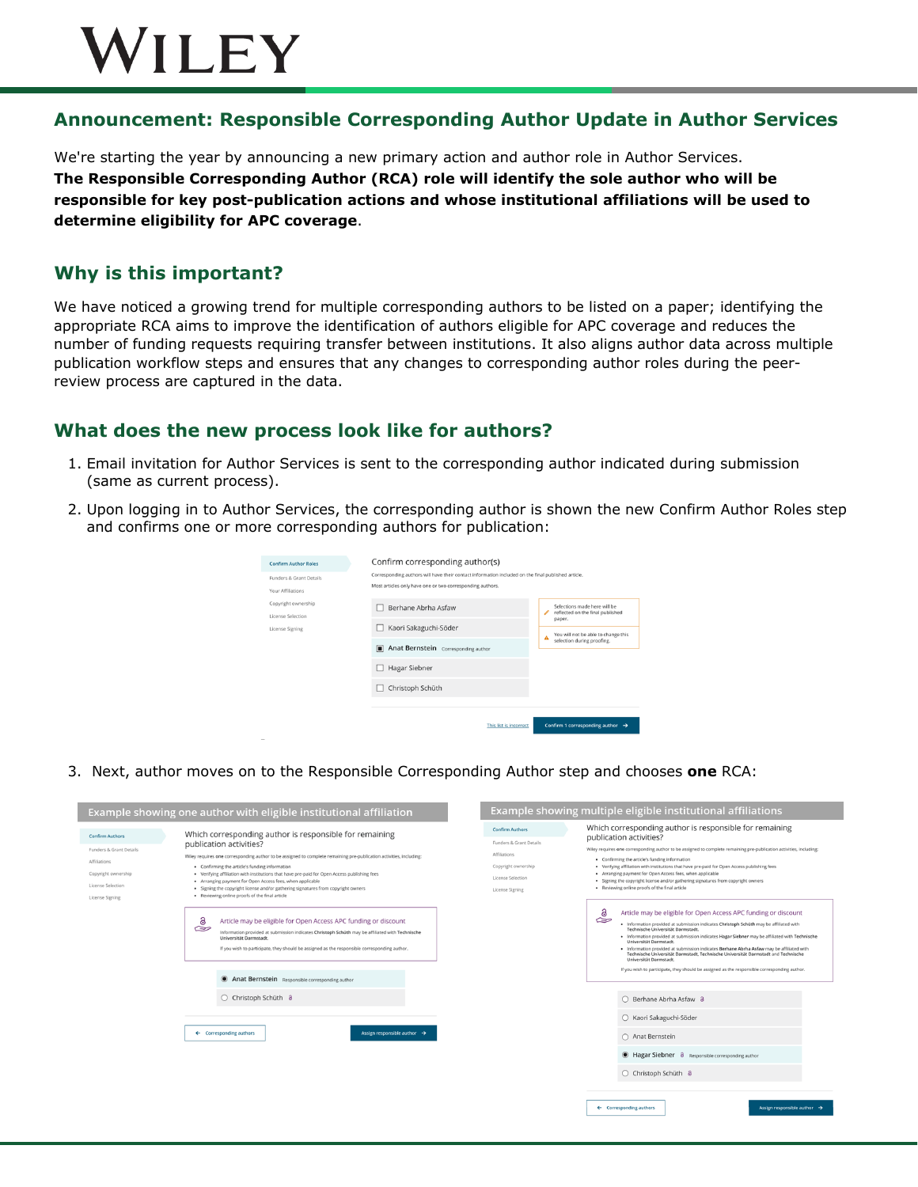# WILEY

## Announcement: Responsible Corresponding Author Update in Author Services

We're starting the year by announcing a new primary action and author role in Author Services. **The Responsible Corresponding Author (RCA) role will identify the sole author who will be responsible for key post-publication actions and whose institutional affiliations will be used to determine eligibility for APC coverage**.

## Why is this important?

We have noticed a growing trend for multiple corresponding authors to be listed on a paper; identifying the appropriate RCA aims to improve the identification of authors eligible for APC coverage and reduces the number of funding requests requiring transfer between institutions. It also aligns author data across multiple publication workflow steps and ensures that any changes to corresponding author roles during the peer-review process are captured in the data.

## What does the new process look like for authors?

1. Email invitation for Author Services is sent to the corresponding author indicated during submission (same as current process).
2. Upon logging in to Author Services, the corresponding author is shown the new Confirm Author Roles step and confirms one or more corresponding authors for publication:
3. Next, author moves on to the Responsible Corresponding Author step and chooses **one** RCA:

Example showing one author with eligible institutional affiliation

Example showing multiple eligible institutional affiliations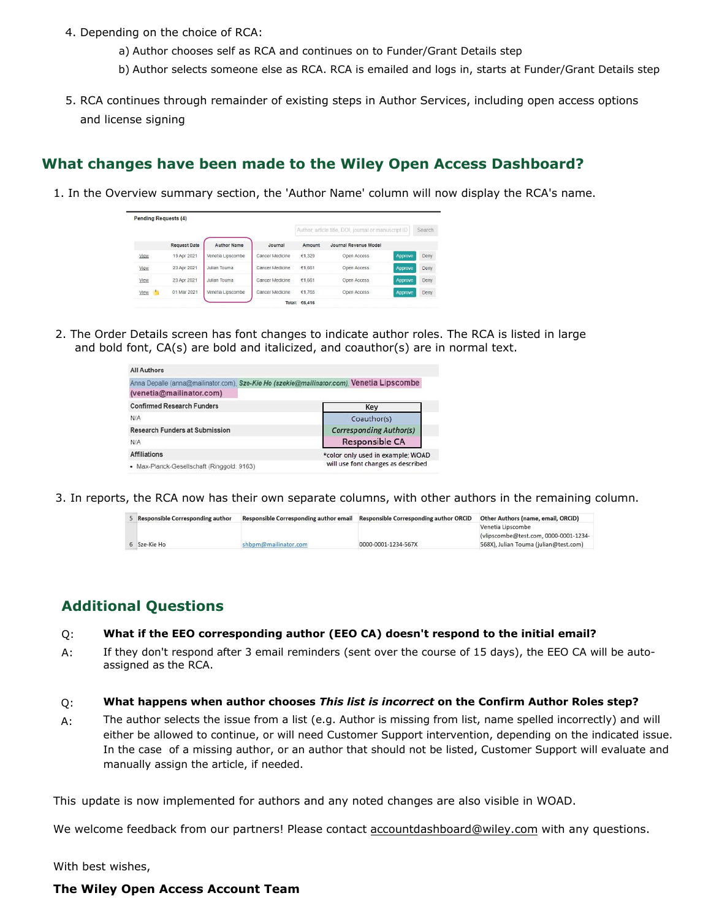4. Depending on the choice of RCA:
    a) Author chooses self as RCA and continues on to Funder/Grant Details step
    b) Author selects someone else as RCA. RCA is emailed and logs in, starts at Funder/Grant Details step

5. RCA continues through remainder of existing steps in Author Services, including open access options and license signing

## What changes have been made to the Wiley Open Access Dashboard?

1. In the Overview summary section, the 'Author Name' column will now display the RCA's name.

Pending Requests (4)

Author, article title, DOI, journal or manuscript ID | Search

| | Request Date | Author Name | Journal | Amount | Journal Revenue Model | | |
|---|---|---|---|---|---|---|---|
| View | 19 Apr 2021 | Venetia Lipscombe | Cancer Medicine | €1,329 | Open Access | Approve | Deny |
| View | 23 Apr 2021 | Julian Touma | Cancer Medicine | €1,661 | Open Access | Approve | Deny |
| View | 23 Apr 2021 | Julian Touma | Cancer Medicine | €1,661 | Open Access | Approve | Deny |
| View | 01 Mar 2021 | Venetia Lipscombe | Cancer Medicine | €1,765 | Open Access | Approve | Deny |
| | | | Total: | €6,416 | | | |

2. The Order Details screen has font changes to indicate author roles. The RCA is listed in large and bold font, CA(s) are bold and italicized, and coauthor(s) are in normal text.

All Authors

Anna Depalle (anna@mailinator.com), ***Sze-Kie Ho (szekie@mailinator.com)***, **Venetia Lipscombe (venetia@mailinator.com)**

Confirmed Research Funders

N/A

Research Funders at Submission

N/A

Affiliations

- Max-Planck-Gesellschaft (Ringgold: 9163)

| Key |
|---|
| Coauthor(s) |
| *Corresponding Author(s)* |
| Responsible CA |

*color only used in example; WOAD will use font changes as described

3. In reports, the RCA now has their own separate columns, with other authors in the remaining column.

| | Responsible Corresponding author | Responsible Corresponding author email | Responsible Corresponding author ORCID | Other Authors (name, email, ORCID) |
|---|---|---|---|---|
| 5 | | | | |
| 6 | Sze-Kie Ho | shbpm@mailinator.com | 0000-0001-1234-567X | Venetia Lipscombe (vlipscombe@test.com, 0000-0001-1234-568X), Julian Touma (julian@test.com) |

## Additional Questions

Q: **What if the EEO corresponding author (EEO CA) doesn't respond to the initial email?**

A: If they don't respond after 3 email reminders (sent over the course of 15 days), the EEO CA will be auto-assigned as the RCA.

Q: **What happens when author chooses *This list is incorrect* on the Confirm Author Roles step?**

A: The author selects the issue from a list (e.g. Author is missing from list, name spelled incorrectly) and will either be allowed to continue, or will need Customer Support intervention, depending on the indicated issue. In the case of a missing author, or an author that should not be listed, Customer Support will evaluate and manually assign the article, if needed.

This update is now implemented for authors and any noted changes are also visible in WOAD.

We welcome feedback from our partners! Please contact accountdashboard@wiley.com with any questions.

With best wishes,

**The Wiley Open Access Account Team**